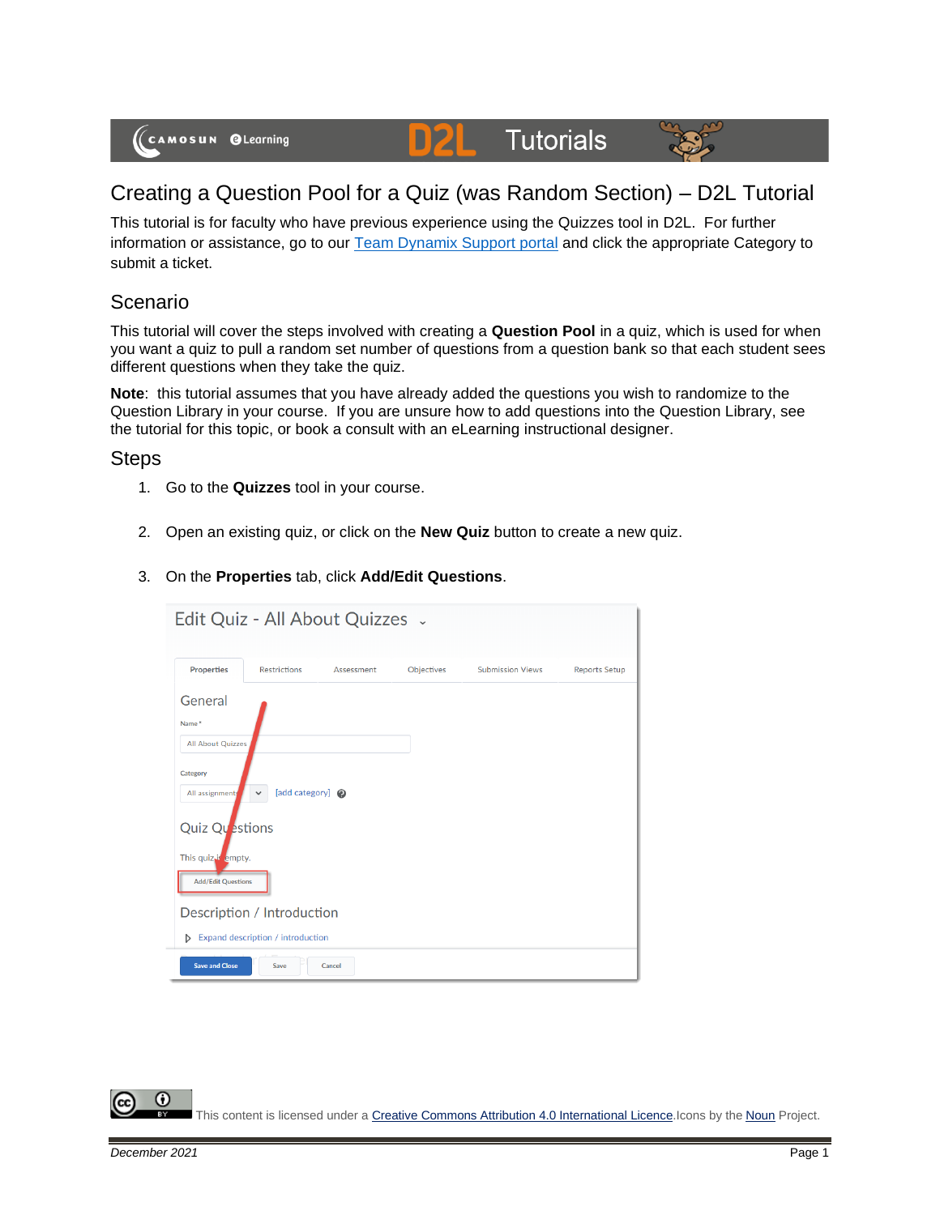# Creating a Question Pool for a Quiz (was Random Section) – D2L Tutorial

This tutorial is for faculty who have previous experience using the Quizzes tool in D2L. For further information or assistance, go to our [Team Dynamix Support portal]() and click the appropriate Category to submit a ticket.

## Scenario

This tutorial will cover the steps involved with creating a **Question Pool** in a quiz, which is used for when you want a quiz to pull a random set number of questions from a question bank so that each student sees different questions when they take the quiz.

**Note**: this tutorial assumes that you have already added the questions you wish to randomize to the Question Library in your course. If you are unsure how to add questions into the Question Library, see the tutorial for this topic, or book a consult with an eLearning instructional designer.

## Steps

1. Go to the **Quizzes** tool in your course.
2. Open an existing quiz, or click on the **New Quiz** button to create a new quiz.
3. On the **Properties** tab, click **Add/Edit Questions**.

This content is licensed under a [Creative Commons Attribution 4.0 International Licence](). Icons by the [Noun]() Project.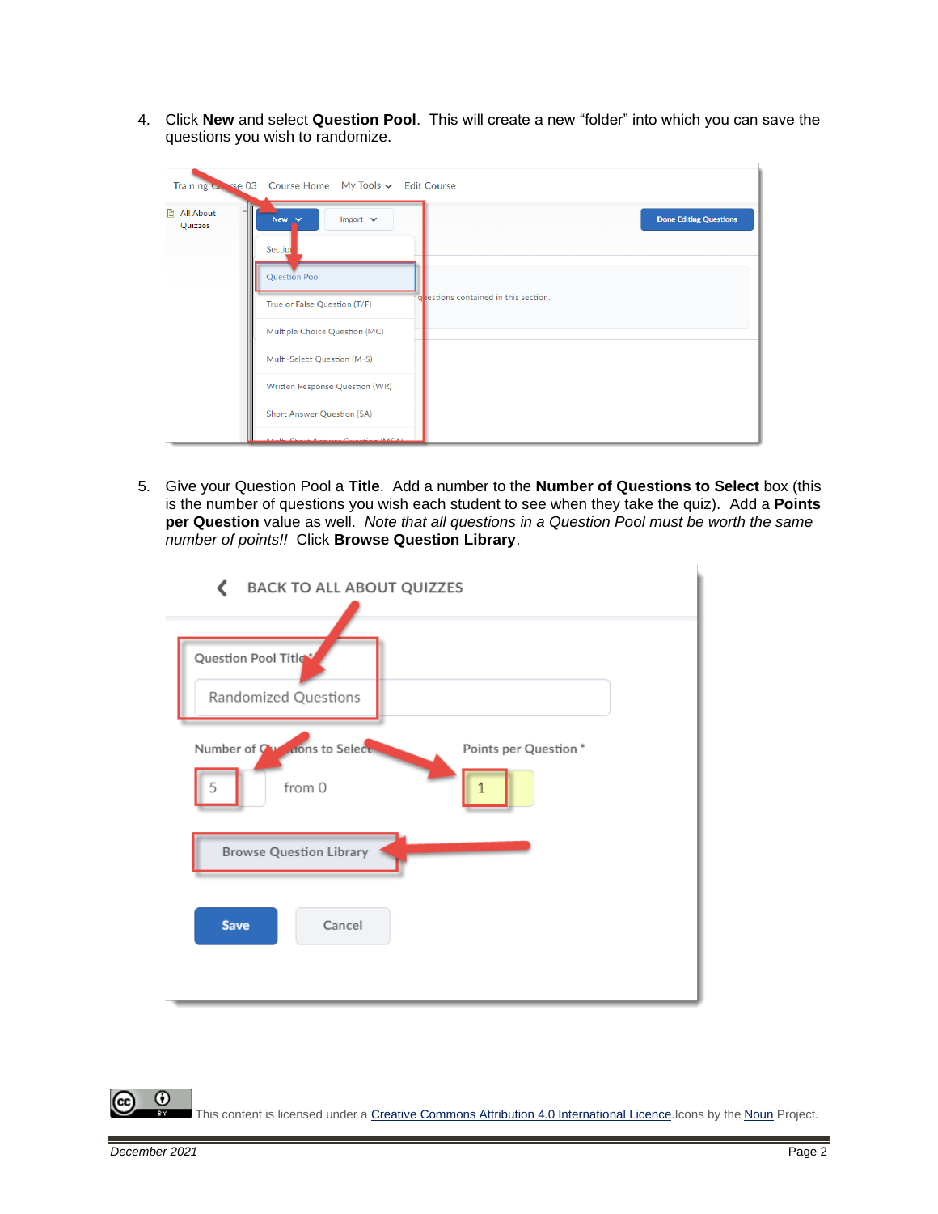4. Click **New** and select **Question Pool**. This will create a new "folder" into which you can save the questions you wish to randomize.

5. Give your Question Pool a **Title**. Add a number to the **Number of Questions to Select** box (this is the number of questions you wish each student to see when they take the quiz). Add a **Points per Question** value as well. *Note that all questions in a Question Pool must be worth the same number of points!!* Click **Browse Question Library**.

This content is licensed under a Creative Commons Attribution 4.0 International Licence. Icons by the Noun Project.

December 2021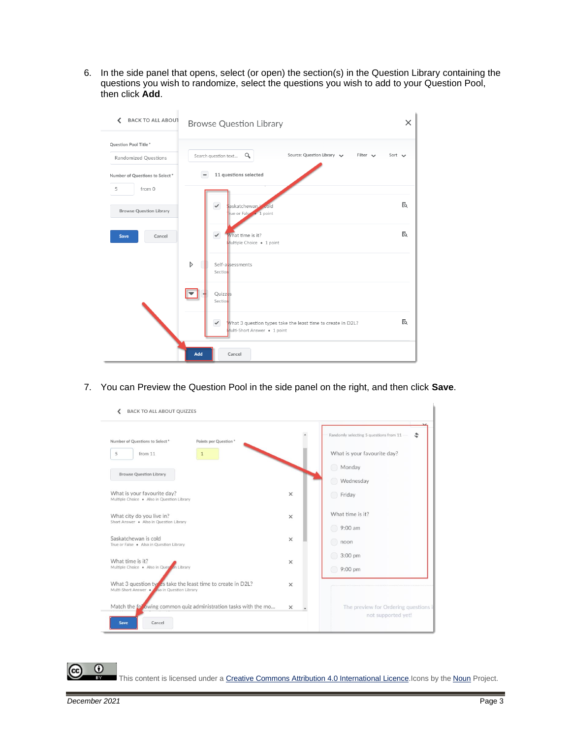6. In the side panel that opens, select (or open) the section(s) in the Question Library containing the questions you wish to randomize, select the questions you wish to add to your Question Pool, then click **Add**.

7. You can Preview the Question Pool in the side panel on the right, and then click **Save**.

This content is licensed under a Creative Commons Attribution 4.0 International Licence.Icons by the Noun Project.

*December 2021*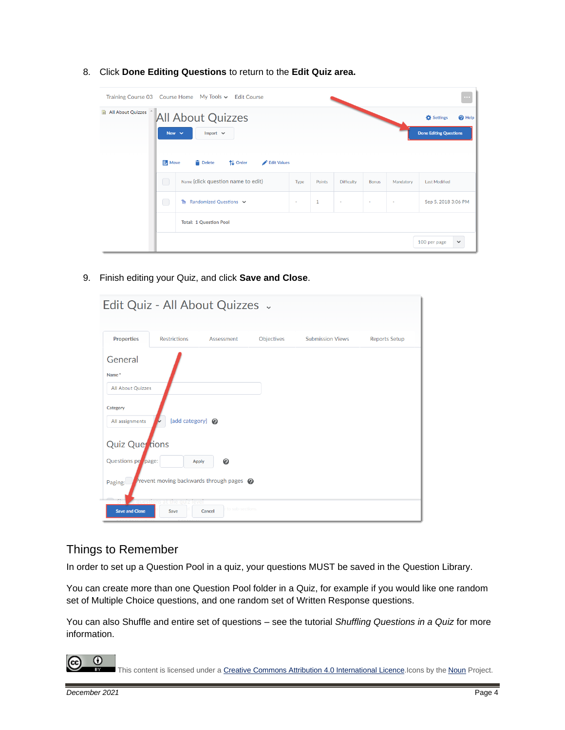8. Click **Done Editing Questions** to return to the **Edit Quiz area.**

9. Finish editing your Quiz, and click **Save and Close**.

## Things to Remember

In order to set up a Question Pool in a quiz, your questions MUST be saved in the Question Library.

You can create more than one Question Pool folder in a Quiz, for example if you would like one random set of Multiple Choice questions, and one random set of Written Response questions.

You can also Shuffle and entire set of questions – see the tutorial *Shuffling Questions in a Quiz* for more information.

This content is licensed under a Creative Commons Attribution 4.0 International Licence.Icons by the Noun Project.

*December 2021*